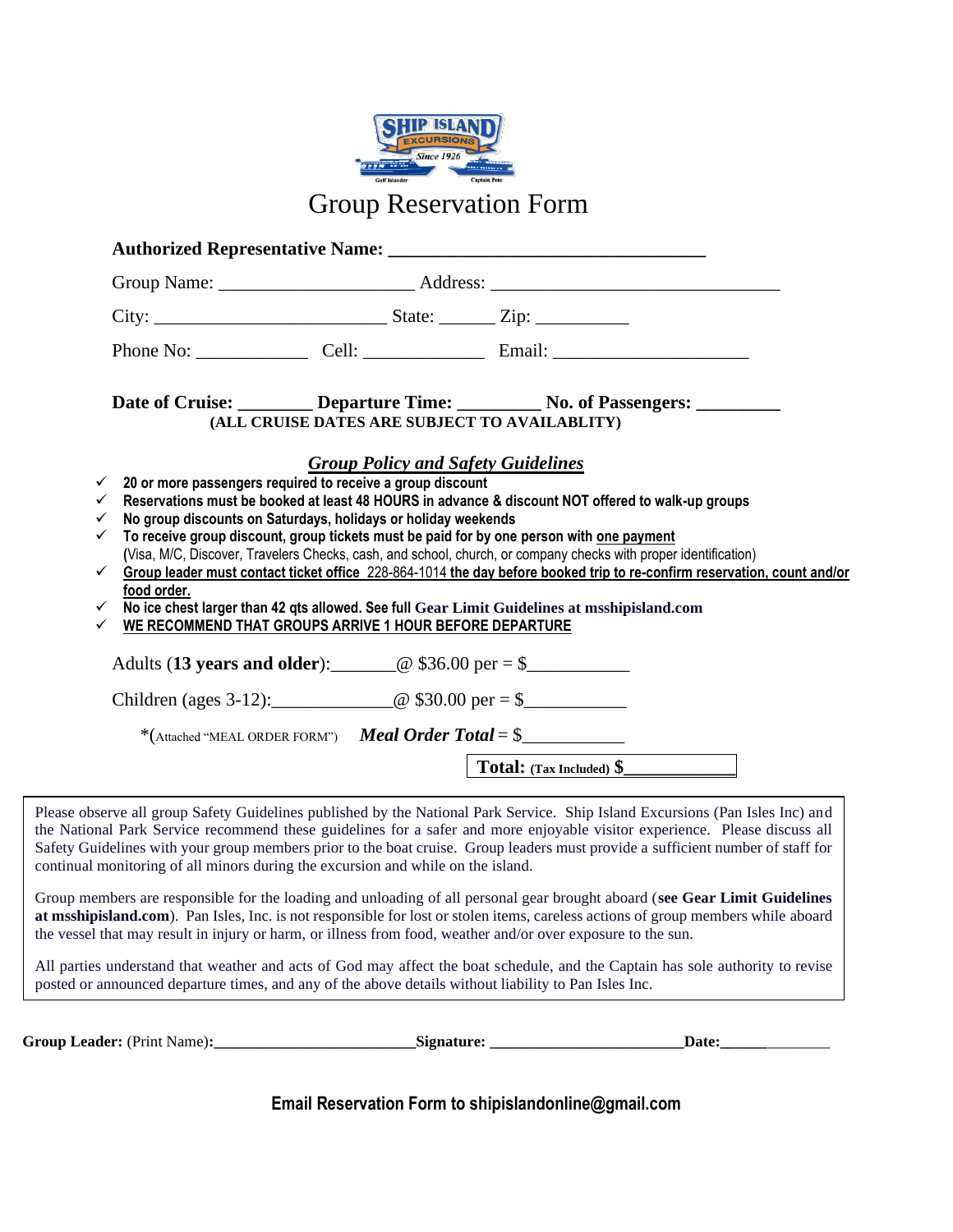# Group Reservation Form

**Authorized Representative Name: ________________________________**

Group Name: ____________________ Address: ______________________________

City: ________________________ State: ______ Zip: __________

Phone No: ____________ Cell: _____________ Email: ____________________

**Date of Cruise: ________ Departure Time: _________ No. of Passengers: _________**

**(ALL CRUISE DATES ARE SUBJECT TO AVAILABLITY)**

## ***Group Policy and Safety Guidelines***

- ✓ **20 or more passengers required to receive a group discount**
- ✓ **Reservations must be booked at least 48 HOURS in advance & discount NOT offered to walk-up groups**
- ✓ **No group discounts on Saturdays, holidays or holiday weekends**
- ✓ **To receive group discount, group tickets must be paid for by one person with one payment**
  **(**Visa, M/C, Discover, Travelers Checks, cash, and school, church, or company checks with proper identification)
- ✓ **Group leader must contact ticket office** 228-864-1014 **the day before booked trip to re-confirm reservation, count and/or food order.**
- ✓ **No ice chest larger than 42 qts allowed. See full Gear Limit Guidelines at msshipisland.com**
- ✓ **WE RECOMMEND THAT GROUPS ARRIVE 1 HOUR BEFORE DEPARTURE**

Adults (**13 years and older**):_______@ $36.00 per = $___________

Children (ages 3-12):_____________@ $30.00 per = $___________

*(Attached "MEAL ORDER FORM") ***Meal Order Total*** = $___________

**Total:** **(Tax Included) $____________**

Please observe all group Safety Guidelines published by the National Park Service. Ship Island Excursions (Pan Isles Inc) and the National Park Service recommend these guidelines for a safer and more enjoyable visitor experience. Please discuss all Safety Guidelines with your group members prior to the boat cruise. Group leaders must provide a sufficient number of staff for continual monitoring of all minors during the excursion and while on the island.

Group members are responsible for the loading and unloading of all personal gear brought aboard (**see Gear Limit Guidelines at msshipisland.com**). Pan Isles, Inc. is not responsible for lost or stolen items, careless actions of group members while aboard the vessel that may result in injury or harm, or illness from food, weather and/or over exposure to the sun.

All parties understand that weather and acts of God may affect the boat schedule, and the Captain has sole authority to revise posted or announced departure times, and any of the above details without liability to Pan Isles Inc.

**Group Leader:** (Print Name)**:__________________________Signature: ________________________Date:______________**

**Email Reservation Form to shipislandonline@gmail.com**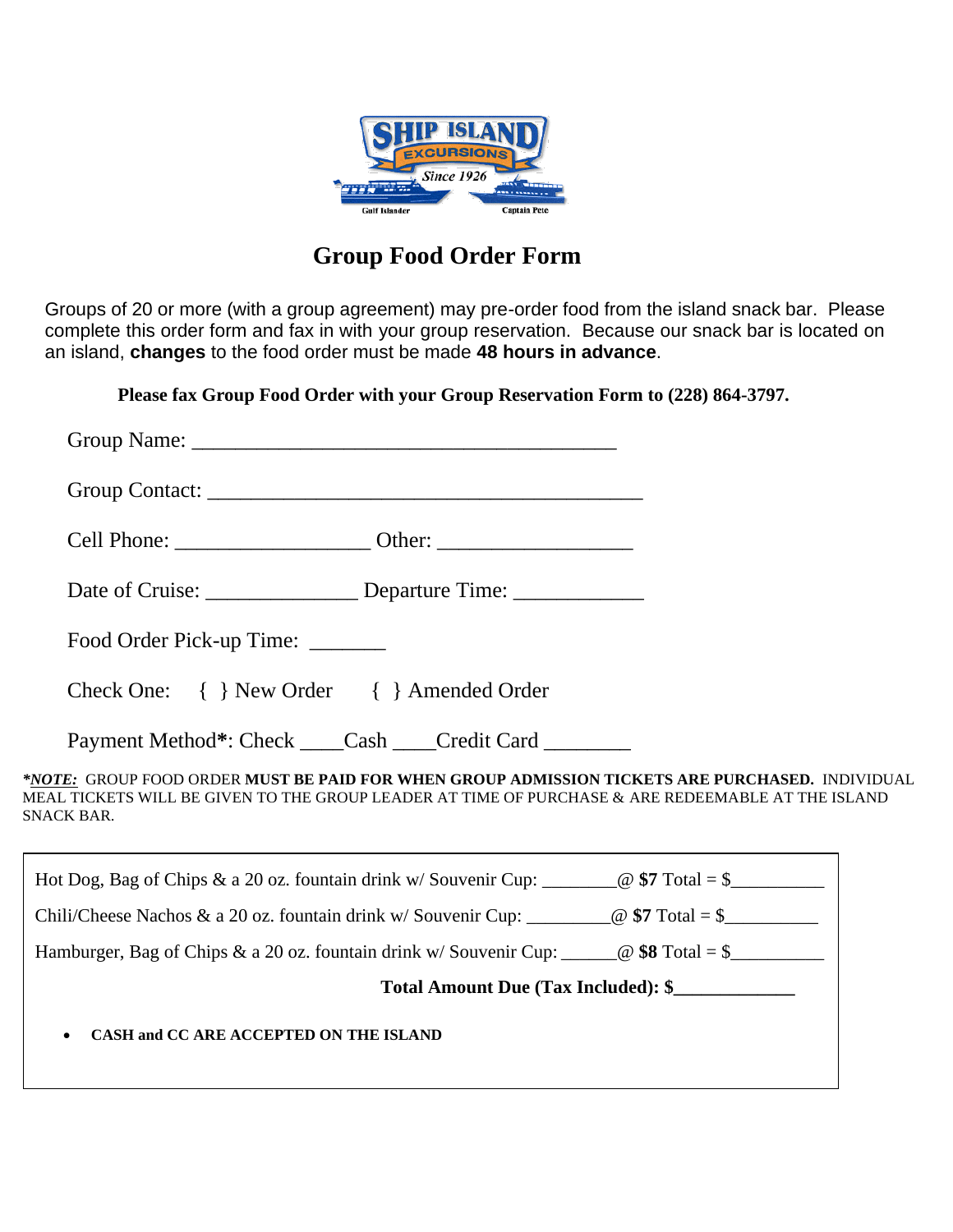# Group Food Order Form

Groups of 20 or more (with a group agreement) may pre-order food from the island snack bar. Please complete this order form and fax in with your group reservation. Because our snack bar is located on an island, **changes** to the food order must be made **48 hours in advance**.

**Please fax Group Food Order with your Group Reservation Form to (228) 864-3797.**

Group Name: ________________________________________

Group Contact: __________________________________________

Cell Phone: __________________ Other: __________________

Date of Cruise: ______________ Departure Time: ____________

Food Order Pick-up Time: _______

Check One: { } New Order { } Amended Order

Payment Method**\***: Check ____Cash ____Credit Card ________

***NOTE:*** GROUP FOOD ORDER **MUST BE PAID FOR WHEN GROUP ADMISSION TICKETS ARE PURCHASED.** INDIVIDUAL MEAL TICKETS WILL BE GIVEN TO THE GROUP LEADER AT TIME OF PURCHASE & ARE REDEEMABLE AT THE ISLAND SNACK BAR.

Hot Dog, Bag of Chips & a 20 oz. fountain drink w/ Souvenir Cup: ________@ **$7** Total = $__________

Chili/Cheese Nachos & a 20 oz. fountain drink w/ Souvenir Cup: _________@ **$7** Total = $__________

Hamburger, Bag of Chips & a 20 oz. fountain drink w/ Souvenir Cup: ______@ **$8** Total = $__________

**Total Amount Due (Tax Included): $_____________**

- **CASH and CC ARE ACCEPTED ON THE ISLAND**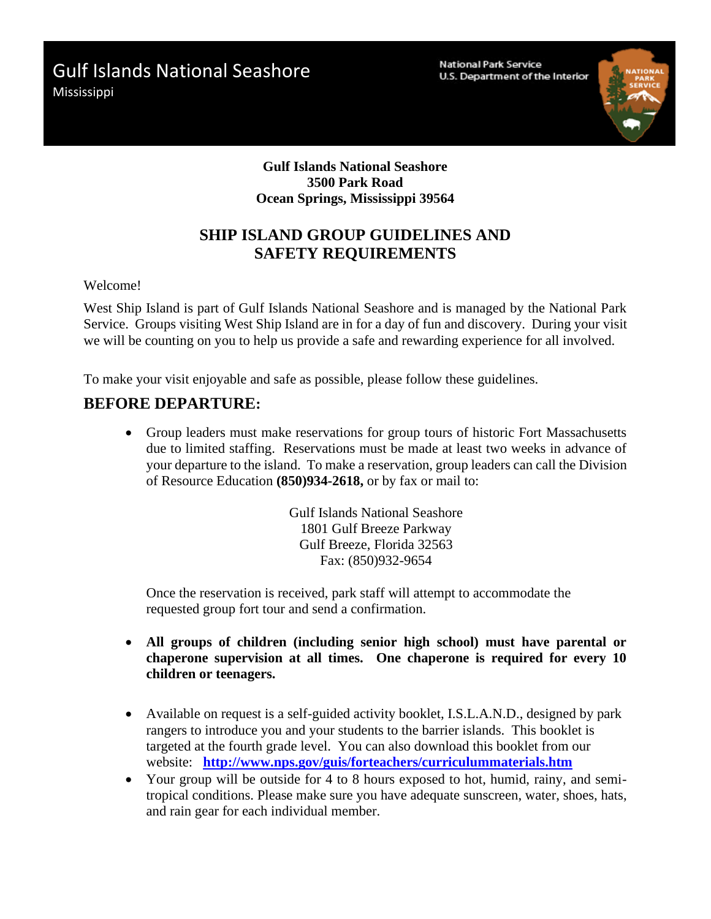Gulf Islands National Seashore
Mississippi

National Park Service
U.S. Department of the Interior

**Gulf Islands National Seashore**
**3500 Park Road**
**Ocean Springs, Mississippi 39564**

# SHIP ISLAND GROUP GUIDELINES AND SAFETY REQUIREMENTS

Welcome!

West Ship Island is part of Gulf Islands National Seashore and is managed by the National Park Service. Groups visiting West Ship Island are in for a day of fun and discovery. During your visit we will be counting on you to help us provide a safe and rewarding experience for all involved.

To make your visit enjoyable and safe as possible, please follow these guidelines.

## BEFORE DEPARTURE:

- Group leaders must make reservations for group tours of historic Fort Massachusetts due to limited staffing. Reservations must be made at least two weeks in advance of your departure to the island. To make a reservation, group leaders can call the Division of Resource Education **(850)934-2618,** or by fax or mail to:

  Gulf Islands National Seashore
  1801 Gulf Breeze Parkway
  Gulf Breeze, Florida 32563
  Fax: (850)932-9654

  Once the reservation is received, park staff will attempt to accommodate the requested group fort tour and send a confirmation.

- **All groups of children (including senior high school) must have parental or chaperone supervision at all times. One chaperone is required for every 10 children or teenagers.**

- Available on request is a self-guided activity booklet, I.S.L.A.N.D., designed by park rangers to introduce you and your students to the barrier islands. This booklet is targeted at the fourth grade level. You can also download this booklet from our website: **http://www.nps.gov/guis/forteachers/curriculummaterials.htm**
- Your group will be outside for 4 to 8 hours exposed to hot, humid, rainy, and semi-tropical conditions. Please make sure you have adequate sunscreen, water, shoes, hats, and rain gear for each individual member.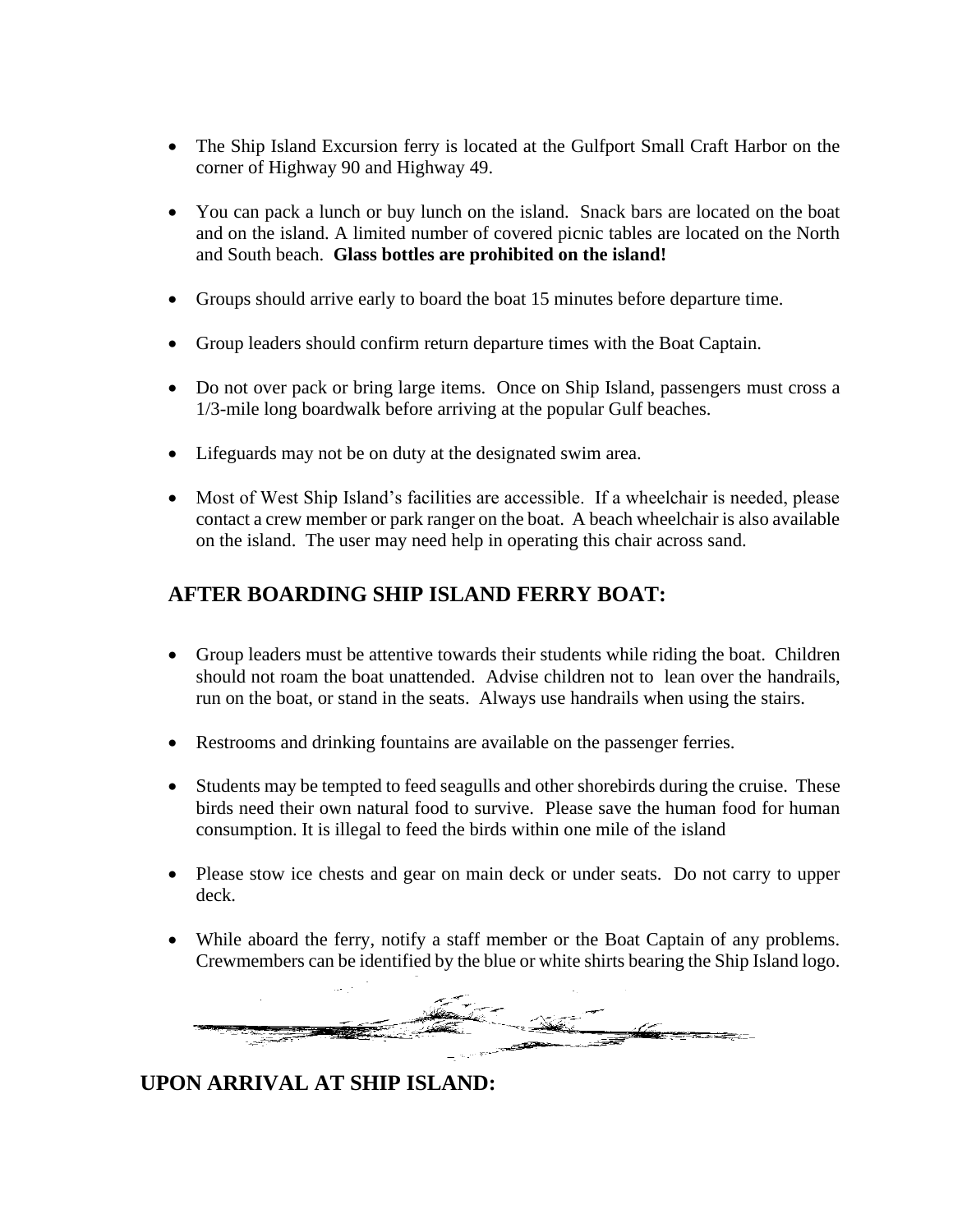- The Ship Island Excursion ferry is located at the Gulfport Small Craft Harbor on the corner of Highway 90 and Highway 49.
- You can pack a lunch or buy lunch on the island. Snack bars are located on the boat and on the island. A limited number of covered picnic tables are located on the North and South beach. **Glass bottles are prohibited on the island!**
- Groups should arrive early to board the boat 15 minutes before departure time.
- Group leaders should confirm return departure times with the Boat Captain.
- Do not over pack or bring large items. Once on Ship Island, passengers must cross a 1/3-mile long boardwalk before arriving at the popular Gulf beaches.
- Lifeguards may not be on duty at the designated swim area.
- Most of West Ship Island's facilities are accessible. If a wheelchair is needed, please contact a crew member or park ranger on the boat. A beach wheelchair is also available on the island. The user may need help in operating this chair across sand.

## AFTER BOARDING SHIP ISLAND FERRY BOAT:

- Group leaders must be attentive towards their students while riding the boat. Children should not roam the boat unattended. Advise children not to lean over the handrails, run on the boat, or stand in the seats. Always use handrails when using the stairs.
- Restrooms and drinking fountains are available on the passenger ferries.
- Students may be tempted to feed seagulls and other shorebirds during the cruise. These birds need their own natural food to survive. Please save the human food for human consumption. It is illegal to feed the birds within one mile of the island
- Please stow ice chests and gear on main deck or under seats. Do not carry to upper deck.
- While aboard the ferry, notify a staff member or the Boat Captain of any problems. Crewmembers can be identified by the blue or white shirts bearing the Ship Island logo.

## UPON ARRIVAL AT SHIP ISLAND: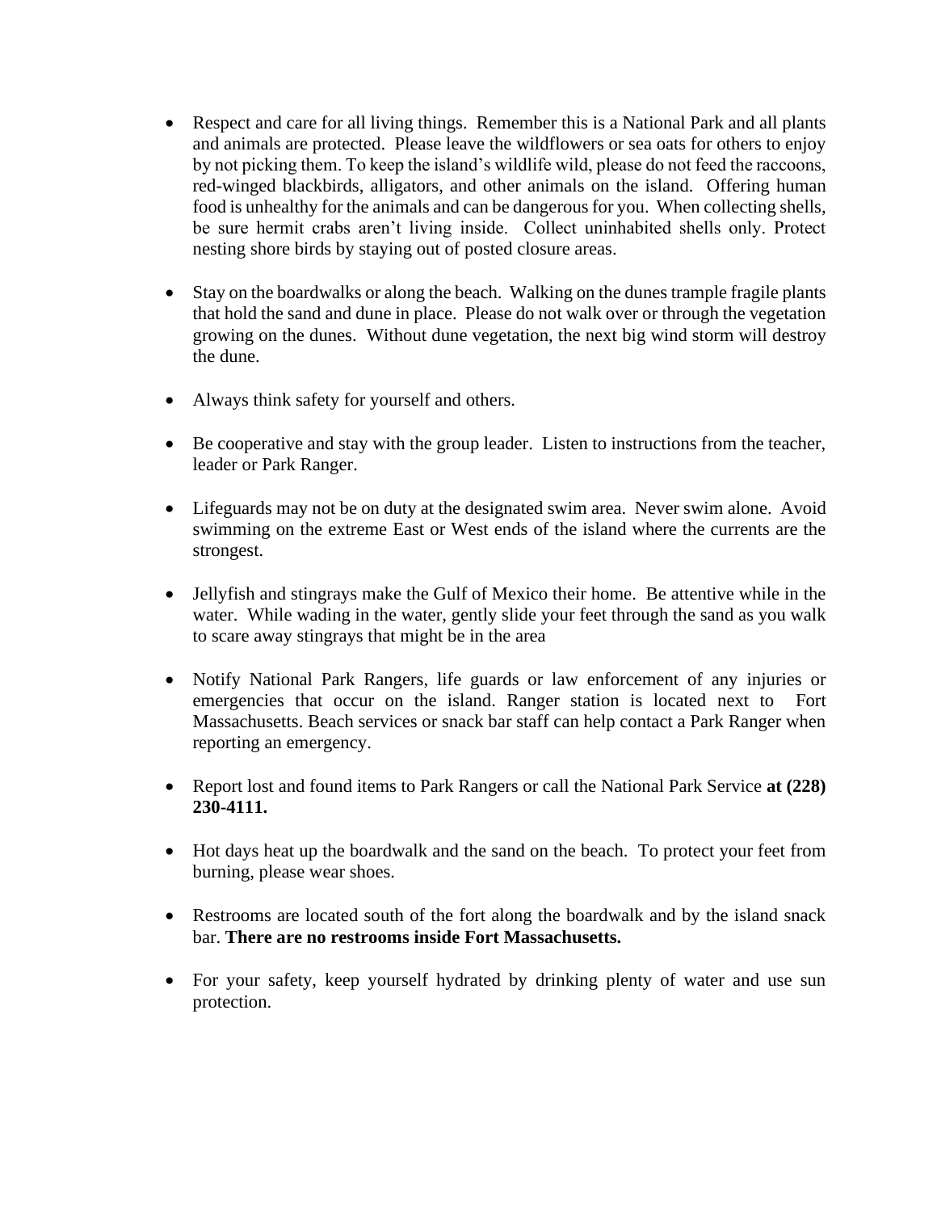- Respect and care for all living things. Remember this is a National Park and all plants and animals are protected. Please leave the wildflowers or sea oats for others to enjoy by not picking them. To keep the island's wildlife wild, please do not feed the raccoons, red-winged blackbirds, alligators, and other animals on the island. Offering human food is unhealthy for the animals and can be dangerous for you. When collecting shells, be sure hermit crabs aren't living inside. Collect uninhabited shells only. Protect nesting shore birds by staying out of posted closure areas.

- Stay on the boardwalks or along the beach. Walking on the dunes trample fragile plants that hold the sand and dune in place. Please do not walk over or through the vegetation growing on the dunes. Without dune vegetation, the next big wind storm will destroy the dune.

- Always think safety for yourself and others.

- Be cooperative and stay with the group leader. Listen to instructions from the teacher, leader or Park Ranger.

- Lifeguards may not be on duty at the designated swim area. Never swim alone. Avoid swimming on the extreme East or West ends of the island where the currents are the strongest.

- Jellyfish and stingrays make the Gulf of Mexico their home. Be attentive while in the water. While wading in the water, gently slide your feet through the sand as you walk to scare away stingrays that might be in the area

- Notify National Park Rangers, life guards or law enforcement of any injuries or emergencies that occur on the island. Ranger station is located next to Fort Massachusetts. Beach services or snack bar staff can help contact a Park Ranger when reporting an emergency.

- Report lost and found items to Park Rangers or call the National Park Service **at (228) 230-4111.**

- Hot days heat up the boardwalk and the sand on the beach. To protect your feet from burning, please wear shoes.

- Restrooms are located south of the fort along the boardwalk and by the island snack bar. **There are no restrooms inside Fort Massachusetts.**

- For your safety, keep yourself hydrated by drinking plenty of water and use sun protection.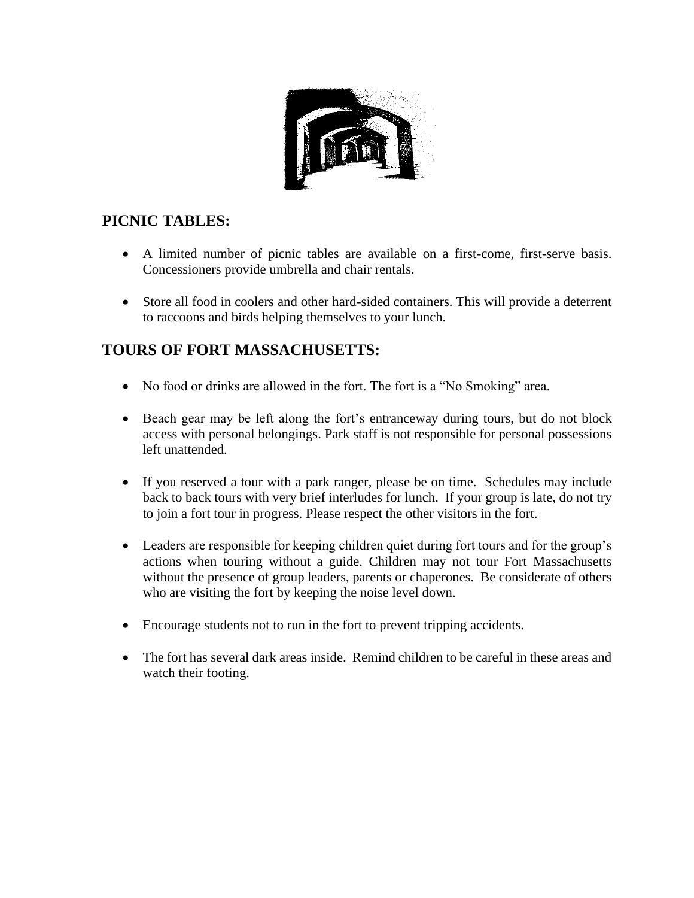## PICNIC TABLES:

- A limited number of picnic tables are available on a first-come, first-serve basis. Concessioners provide umbrella and chair rentals.
- Store all food in coolers and other hard-sided containers. This will provide a deterrent to raccoons and birds helping themselves to your lunch.

## TOURS OF FORT MASSACHUSETTS:

- No food or drinks are allowed in the fort. The fort is a "No Smoking" area.
- Beach gear may be left along the fort's entranceway during tours, but do not block access with personal belongings. Park staff is not responsible for personal possessions left unattended.
- If you reserved a tour with a park ranger, please be on time. Schedules may include back to back tours with very brief interludes for lunch. If your group is late, do not try to join a fort tour in progress. Please respect the other visitors in the fort.
- Leaders are responsible for keeping children quiet during fort tours and for the group's actions when touring without a guide. Children may not tour Fort Massachusetts without the presence of group leaders, parents or chaperones. Be considerate of others who are visiting the fort by keeping the noise level down.
- Encourage students not to run in the fort to prevent tripping accidents.
- The fort has several dark areas inside. Remind children to be careful in these areas and watch their footing.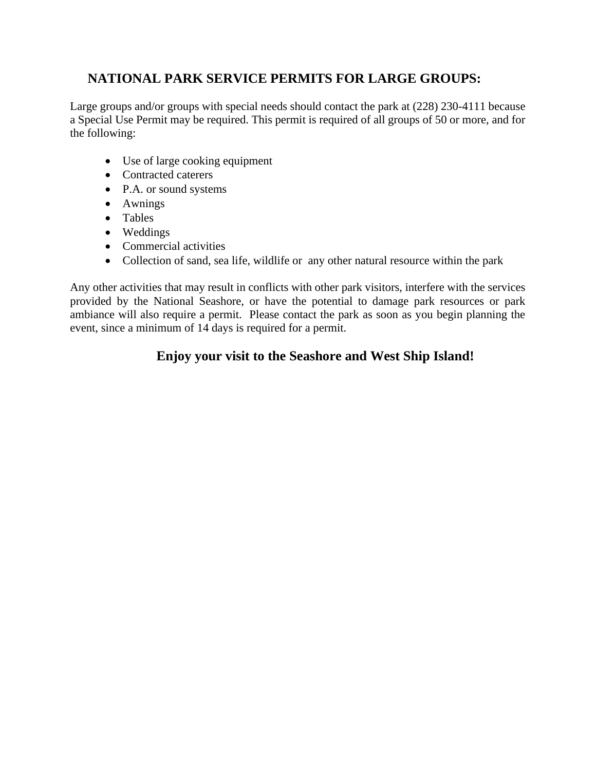## NATIONAL PARK SERVICE PERMITS FOR LARGE GROUPS:

Large groups and/or groups with special needs should contact the park at (228) 230-4111 because a Special Use Permit may be required. This permit is required of all groups of 50 or more, and for the following:

- Use of large cooking equipment
- Contracted caterers
- P.A. or sound systems
- Awnings
- Tables
- Weddings
- Commercial activities
- Collection of sand, sea life, wildlife or any other natural resource within the park

Any other activities that may result in conflicts with other park visitors, interfere with the services provided by the National Seashore, or have the potential to damage park resources or park ambiance will also require a permit. Please contact the park as soon as you begin planning the event, since a minimum of 14 days is required for a permit.

**Enjoy your visit to the Seashore and West Ship Island!**